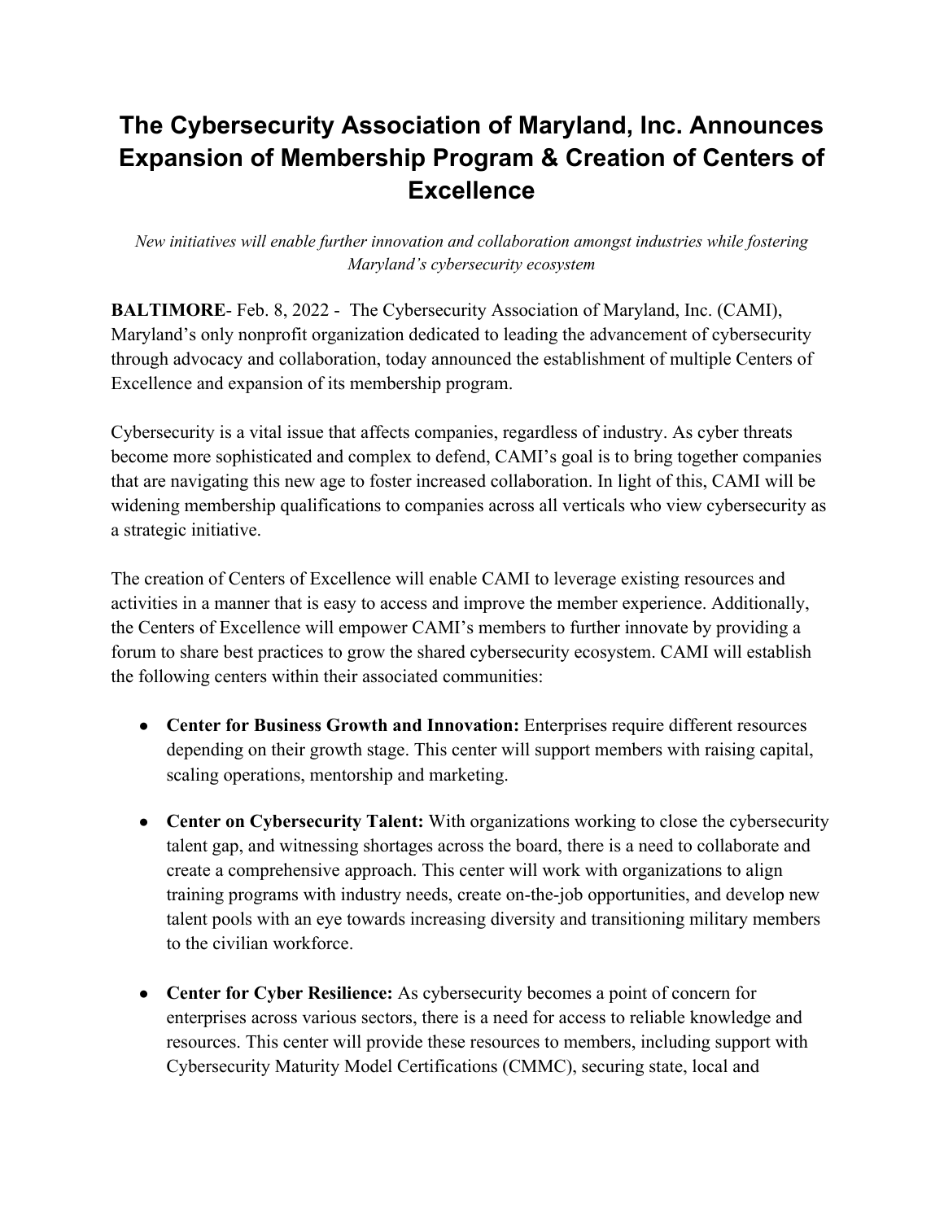# The Cybersecurity Association of Maryland, Inc. Announces Expansion of Membership Program & Creation of Centers of Excellence

*New initiatives will enable further innovation and collaboration amongst industries while fostering Maryland's cybersecurity ecosystem*

**BALTIMORE**- Feb. 8, 2022 - The Cybersecurity Association of Maryland, Inc. (CAMI), Maryland's only nonprofit organization dedicated to leading the advancement of cybersecurity through advocacy and collaboration, today announced the establishment of multiple Centers of Excellence and expansion of its membership program.

Cybersecurity is a vital issue that affects companies, regardless of industry. As cyber threats become more sophisticated and complex to defend, CAMI's goal is to bring together companies that are navigating this new age to foster increased collaboration. In light of this, CAMI will be widening membership qualifications to companies across all verticals who view cybersecurity as a strategic initiative.

The creation of Centers of Excellence will enable CAMI to leverage existing resources and activities in a manner that is easy to access and improve the member experience. Additionally, the Centers of Excellence will empower CAMI's members to further innovate by providing a forum to share best practices to grow the shared cybersecurity ecosystem. CAMI will establish the following centers within their associated communities:

- **Center for Business Growth and Innovation:** Enterprises require different resources depending on their growth stage. This center will support members with raising capital, scaling operations, mentorship and marketing.

- **Center on Cybersecurity Talent:** With organizations working to close the cybersecurity talent gap, and witnessing shortages across the board, there is a need to collaborate and create a comprehensive approach. This center will work with organizations to align training programs with industry needs, create on-the-job opportunities, and develop new talent pools with an eye towards increasing diversity and transitioning military members to the civilian workforce.

- **Center for Cyber Resilience:** As cybersecurity becomes a point of concern for enterprises across various sectors, there is a need for access to reliable knowledge and resources. This center will provide these resources to members, including support with Cybersecurity Maturity Model Certifications (CMMC), securing state, local and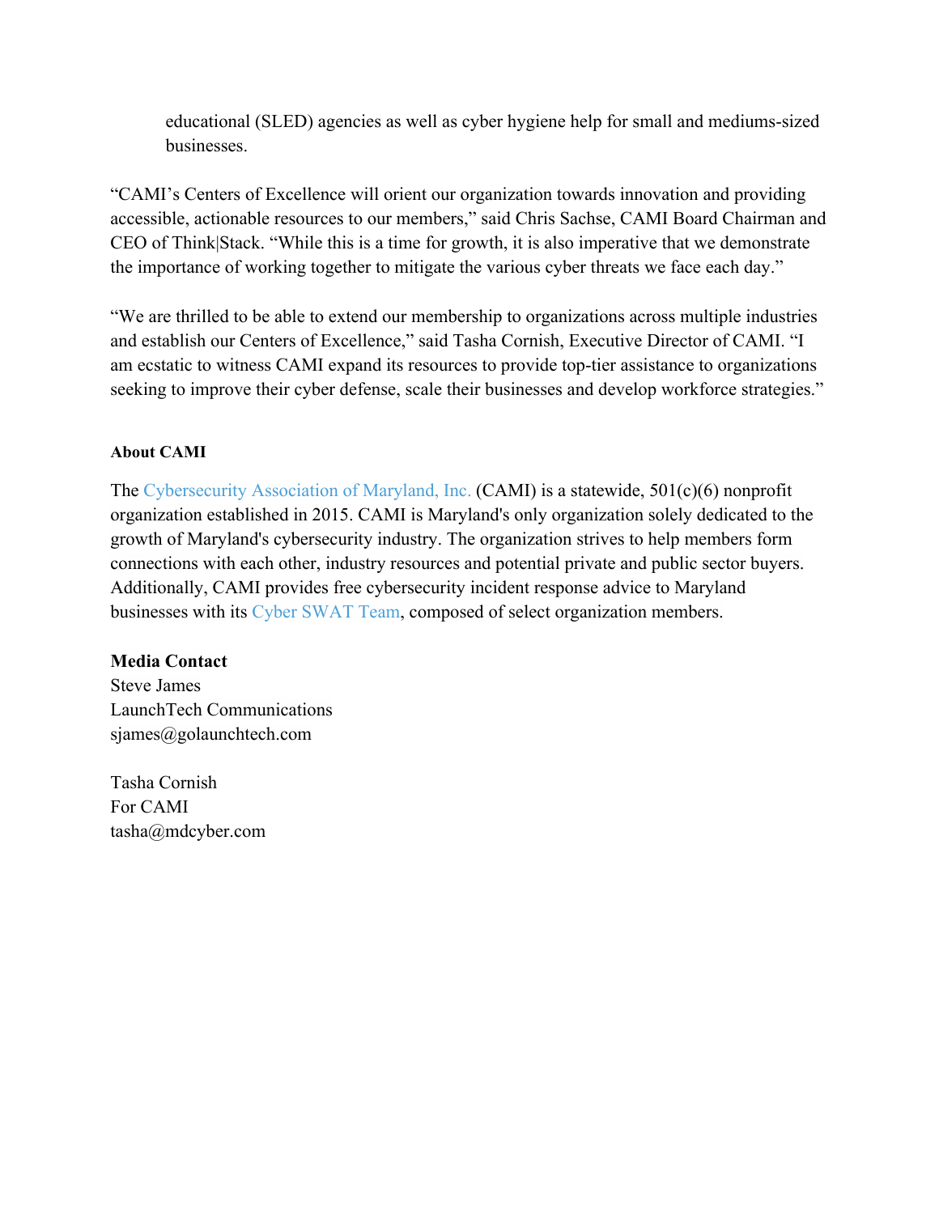educational (SLED) agencies as well as cyber hygiene help for small and mediums-sized businesses.

"CAMI's Centers of Excellence will orient our organization towards innovation and providing accessible, actionable resources to our members," said Chris Sachse, CAMI Board Chairman and CEO of Think|Stack. "While this is a time for growth, it is also imperative that we demonstrate the importance of working together to mitigate the various cyber threats we face each day."

"We are thrilled to be able to extend our membership to organizations across multiple industries and establish our Centers of Excellence," said Tasha Cornish, Executive Director of CAMI. "I am ecstatic to witness CAMI expand its resources to provide top-tier assistance to organizations seeking to improve their cyber defense, scale their businesses and develop workforce strategies."

**About CAMI**

The Cybersecurity Association of Maryland, Inc. (CAMI) is a statewide, 501(c)(6) nonprofit organization established in 2015. CAMI is Maryland's only organization solely dedicated to the growth of Maryland's cybersecurity industry. The organization strives to help members form connections with each other, industry resources and potential private and public sector buyers. Additionally, CAMI provides free cybersecurity incident response advice to Maryland businesses with its Cyber SWAT Team, composed of select organization members.

**Media Contact**
Steve James
LaunchTech Communications
sjames@golaunchtech.com

Tasha Cornish
For CAMI
tasha@mdcyber.com